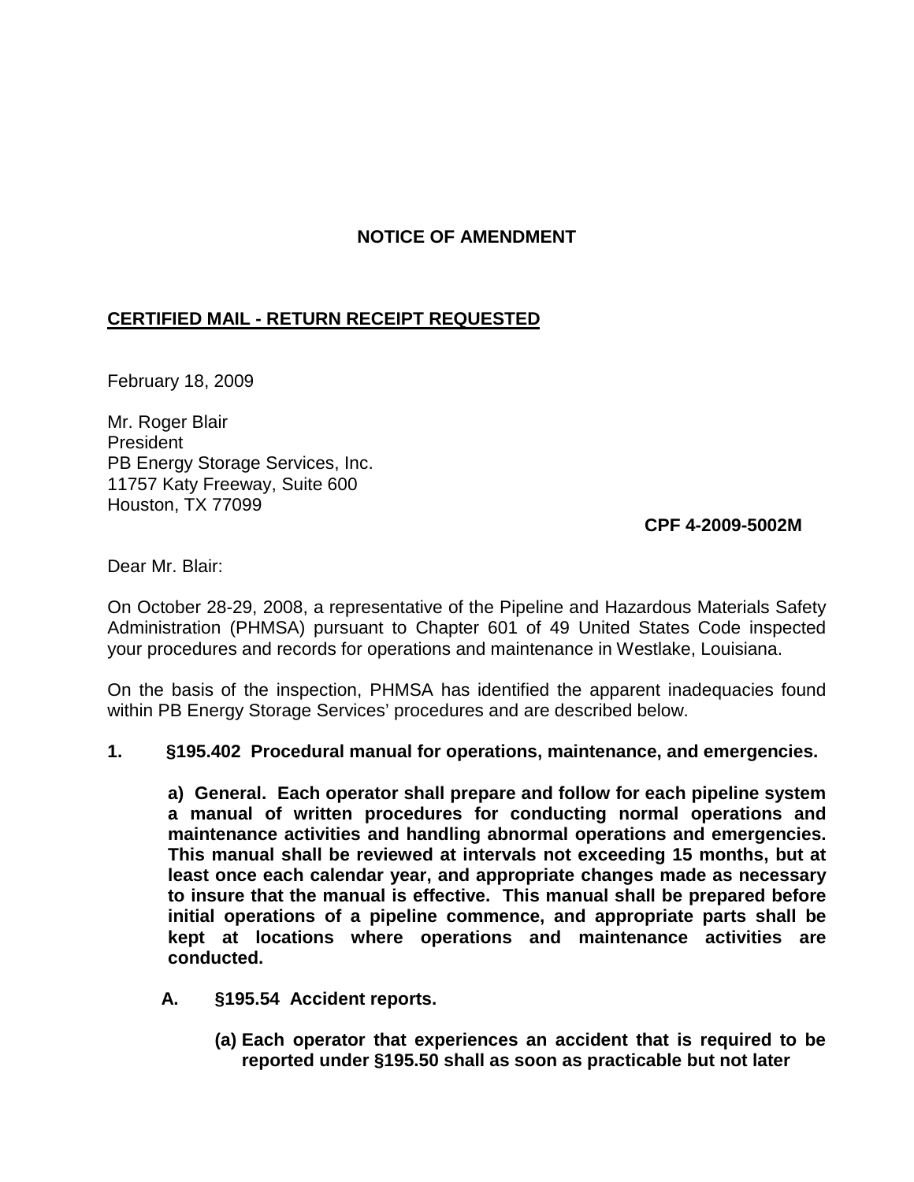**NOTICE OF AMENDMENT**

**CERTIFIED MAIL - RETURN RECEIPT REQUESTED**

February 18, 2009

Mr. Roger Blair
President
PB Energy Storage Services, Inc.
11757 Katy Freeway, Suite 600
Houston, TX 77099

**CPF 4-2009-5002M**

Dear Mr. Blair:

On October 28-29, 2008, a representative of the Pipeline and Hazardous Materials Safety Administration (PHMSA) pursuant to Chapter 601 of 49 United States Code inspected your procedures and records for operations and maintenance in Westlake, Louisiana.

On the basis of the inspection, PHMSA has identified the apparent inadequacies found within PB Energy Storage Services' procedures and are described below.

**1. §195.402 Procedural manual for operations, maintenance, and emergencies.**

**a) General. Each operator shall prepare and follow for each pipeline system a manual of written procedures for conducting normal operations and maintenance activities and handling abnormal operations and emergencies. This manual shall be reviewed at intervals not exceeding 15 months, but at least once each calendar year, and appropriate changes made as necessary to insure that the manual is effective. This manual shall be prepared before initial operations of a pipeline commence, and appropriate parts shall be kept at locations where operations and maintenance activities are conducted.**

**A. §195.54 Accident reports.**

**(a) Each operator that experiences an accident that is required to be reported under §195.50 shall as soon as practicable but not later**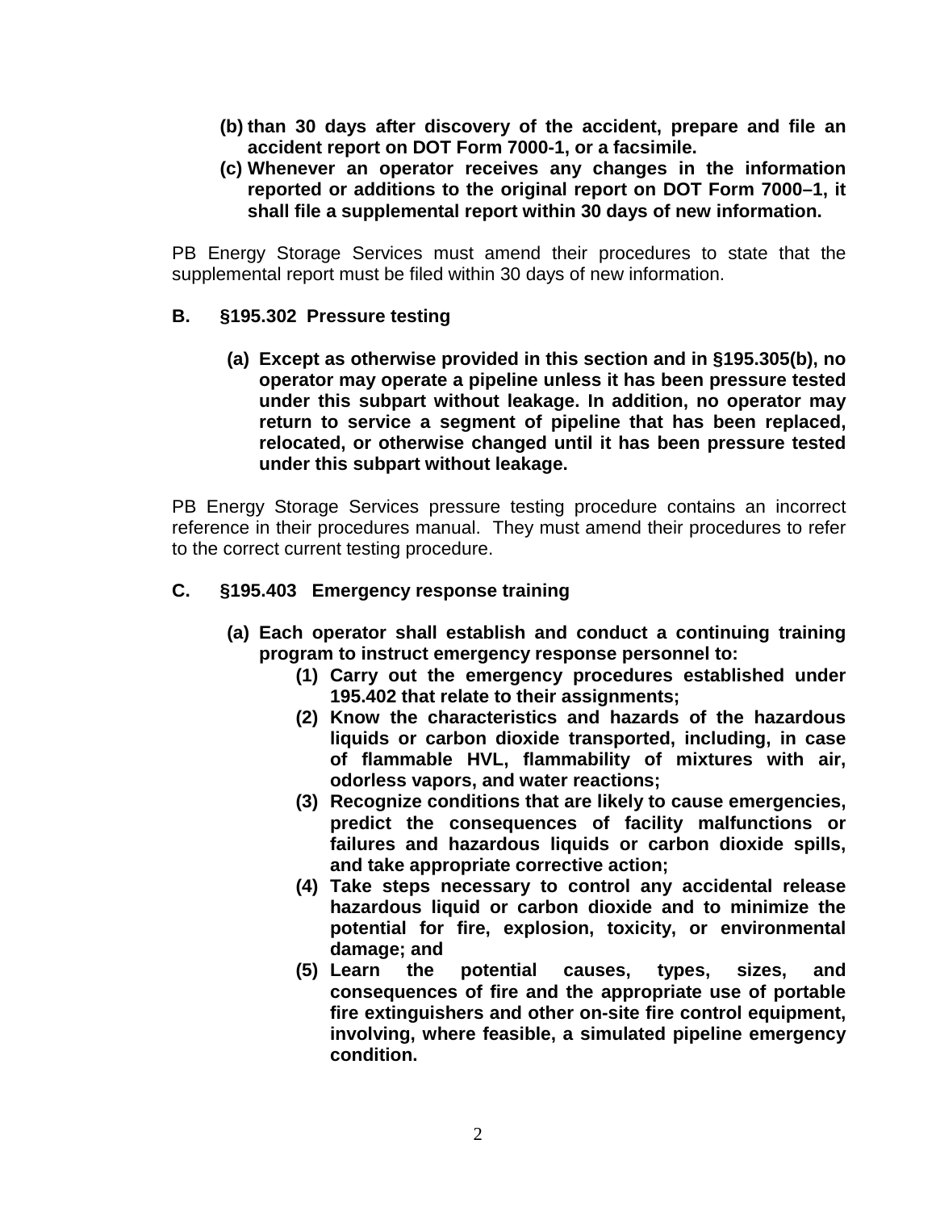**(b) than 30 days after discovery of the accident, prepare and file an accident report on DOT Form 7000-1, or a facsimile.**

**(c) Whenever an operator receives any changes in the information reported or additions to the original report on DOT Form 7000–1, it shall file a supplemental report within 30 days of new information.**

PB Energy Storage Services must amend their procedures to state that the supplemental report must be filed within 30 days of new information.

**B. §195.302 Pressure testing**

**(a) Except as otherwise provided in this section and in §195.305(b), no operator may operate a pipeline unless it has been pressure tested under this subpart without leakage. In addition, no operator may return to service a segment of pipeline that has been replaced, relocated, or otherwise changed until it has been pressure tested under this subpart without leakage.**

PB Energy Storage Services pressure testing procedure contains an incorrect reference in their procedures manual. They must amend their procedures to refer to the correct current testing procedure.

**C. §195.403 Emergency response training**

**(a) Each operator shall establish and conduct a continuing training program to instruct emergency response personnel to:**

- **(1) Carry out the emergency procedures established under 195.402 that relate to their assignments;**
- **(2) Know the characteristics and hazards of the hazardous liquids or carbon dioxide transported, including, in case of flammable HVL, flammability of mixtures with air, odorless vapors, and water reactions;**
- **(3) Recognize conditions that are likely to cause emergencies, predict the consequences of facility malfunctions or failures and hazardous liquids or carbon dioxide spills, and take appropriate corrective action;**
- **(4) Take steps necessary to control any accidental release hazardous liquid or carbon dioxide and to minimize the potential for fire, explosion, toxicity, or environmental damage; and**
- **(5) Learn the potential causes, types, sizes, and consequences of fire and the appropriate use of portable fire extinguishers and other on-site fire control equipment, involving, where feasible, a simulated pipeline emergency condition.**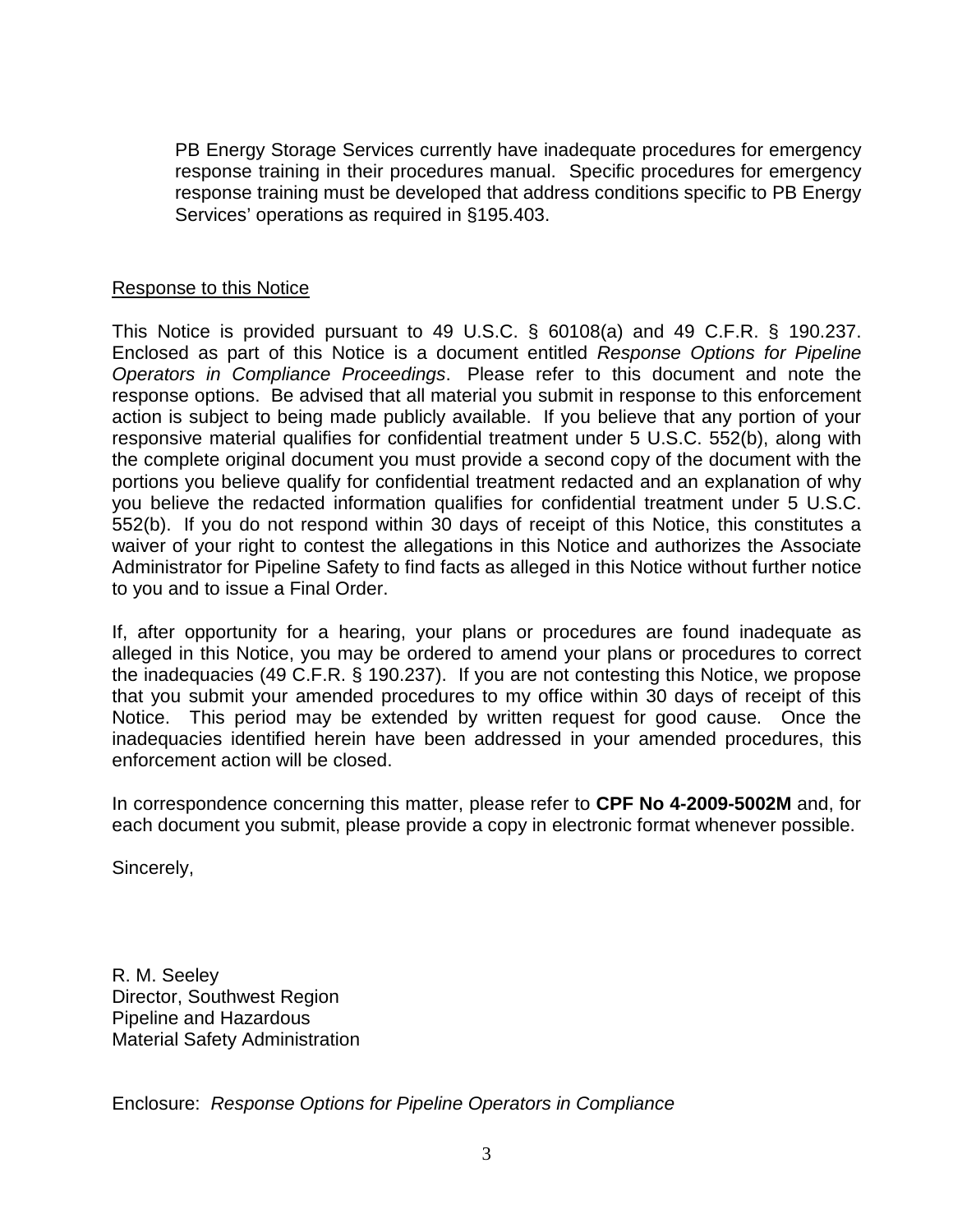PB Energy Storage Services currently have inadequate procedures for emergency response training in their procedures manual. Specific procedures for emergency response training must be developed that address conditions specific to PB Energy Services' operations as required in §195.403.

## Response to this Notice

This Notice is provided pursuant to 49 U.S.C. § 60108(a) and 49 C.F.R. § 190.237. Enclosed as part of this Notice is a document entitled *Response Options for Pipeline Operators in Compliance Proceedings*. Please refer to this document and note the response options. Be advised that all material you submit in response to this enforcement action is subject to being made publicly available. If you believe that any portion of your responsive material qualifies for confidential treatment under 5 U.S.C. 552(b), along with the complete original document you must provide a second copy of the document with the portions you believe qualify for confidential treatment redacted and an explanation of why you believe the redacted information qualifies for confidential treatment under 5 U.S.C. 552(b). If you do not respond within 30 days of receipt of this Notice, this constitutes a waiver of your right to contest the allegations in this Notice and authorizes the Associate Administrator for Pipeline Safety to find facts as alleged in this Notice without further notice to you and to issue a Final Order.

If, after opportunity for a hearing, your plans or procedures are found inadequate as alleged in this Notice, you may be ordered to amend your plans or procedures to correct the inadequacies (49 C.F.R. § 190.237). If you are not contesting this Notice, we propose that you submit your amended procedures to my office within 30 days of receipt of this Notice. This period may be extended by written request for good cause. Once the inadequacies identified herein have been addressed in your amended procedures, this enforcement action will be closed.

In correspondence concerning this matter, please refer to **CPF No 4-2009-5002M** and, for each document you submit, please provide a copy in electronic format whenever possible.

Sincerely,

R. M. Seeley
Director, Southwest Region
Pipeline and Hazardous
Material Safety Administration

Enclosure: *Response Options for Pipeline Operators in Compliance*